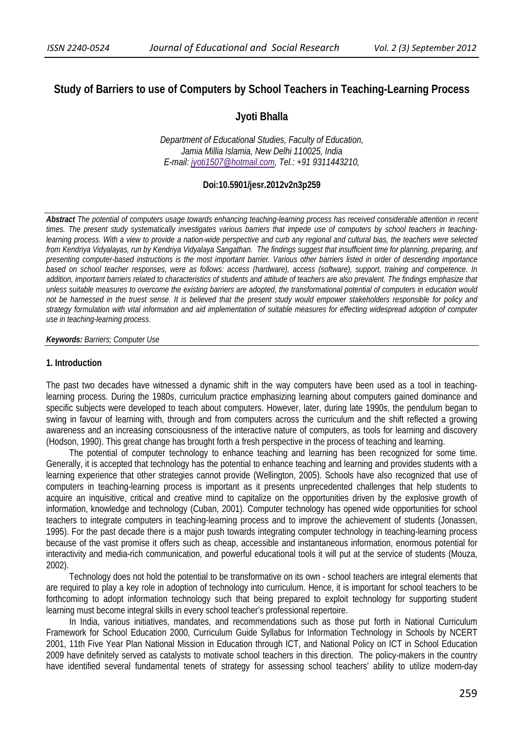# Study of Barriers to use of Computers by School Teachers in Teaching-Learning Process

**Jyoti Bhalla**

*Department of Educational Studies, Faculty of Education, Jamia Millia Islamia, New Delhi 110025, India*
*E-mail: jyoti1507@hotmail.com, Tel.: +91 9311443210,*

**Doi:10.5901/jesr.2012v2n3p259**

***Abstract*** *The potential of computers usage towards enhancing teaching-learning process has received considerable attention in recent times. The present study systematically investigates various barriers that impede use of computers by school teachers in teaching-learning process. With a view to provide a nation-wide perspective and curb any regional and cultural bias, the teachers were selected from Kendriya Vidyalayas, run by Kendriya Vidyalaya Sangathan. The findings suggest that insufficient time for planning, preparing, and presenting computer-based instructions is the most important barrier. Various other barriers listed in order of descending importance based on school teacher responses, were as follows: access (hardware), access (software), support, training and competence. In addition, important barriers related to characteristics of students and attitude of teachers are also prevalent. The findings emphasize that unless suitable measures to overcome the existing barriers are adopted, the transformational potential of computers in education would not be harnessed in the truest sense. It is believed that the present study would empower stakeholders responsible for policy and strategy formulation with vital information and aid implementation of suitable measures for effecting widespread adoption of computer use in teaching-learning process.*

***Keywords:*** *Barriers; Computer Use*

## 1. Introduction

The past two decades have witnessed a dynamic shift in the way computers have been used as a tool in teaching-learning process. During the 1980s, curriculum practice emphasizing learning about computers gained dominance and specific subjects were developed to teach about computers. However, later, during late 1990s, the pendulum began to swing in favour of learning with, through and from computers across the curriculum and the shift reflected a growing awareness and an increasing consciousness of the interactive nature of computers, as tools for learning and discovery (Hodson, 1990). This great change has brought forth a fresh perspective in the process of teaching and learning.

The potential of computer technology to enhance teaching and learning has been recognized for some time. Generally, it is accepted that technology has the potential to enhance teaching and learning and provides students with a learning experience that other strategies cannot provide (Wellington, 2005). Schools have also recognized that use of computers in teaching-learning process is important as it presents unprecedented challenges that help students to acquire an inquisitive, critical and creative mind to capitalize on the opportunities driven by the explosive growth of information, knowledge and technology (Cuban, 2001). Computer technology has opened wide opportunities for school teachers to integrate computers in teaching-learning process and to improve the achievement of students (Jonassen, 1995). For the past decade there is a major push towards integrating computer technology in teaching-learning process because of the vast promise it offers such as cheap, accessible and instantaneous information, enormous potential for interactivity and media-rich communication, and powerful educational tools it will put at the service of students (Mouza, 2002).

Technology does not hold the potential to be transformative on its own - school teachers are integral elements that are required to play a key role in adoption of technology into curriculum. Hence, it is important for school teachers to be forthcoming to adopt information technology such that being prepared to exploit technology for supporting student learning must become integral skills in every school teacher's professional repertoire.

In India, various initiatives, mandates, and recommendations such as those put forth in National Curriculum Framework for School Education 2000, Curriculum Guide Syllabus for Information Technology in Schools by NCERT 2001, 11th Five Year Plan National Mission in Education through ICT, and National Policy on ICT in School Education 2009 have definitely served as catalysts to motivate school teachers in this direction. The policy-makers in the country have identified several fundamental tenets of strategy for assessing school teachers' ability to utilize modern-day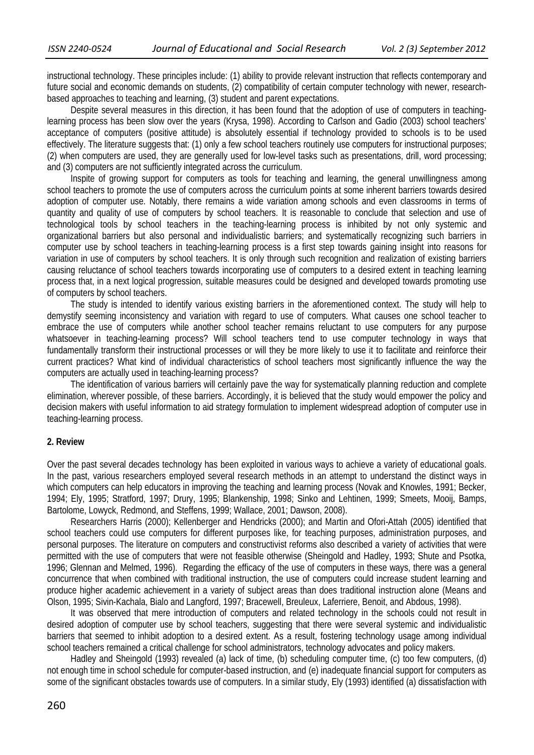instructional technology. These principles include: (1) ability to provide relevant instruction that reflects contemporary and future social and economic demands on students, (2) compatibility of certain computer technology with newer, research-based approaches to teaching and learning, (3) student and parent expectations.

Despite several measures in this direction, it has been found that the adoption of use of computers in teaching-learning process has been slow over the years (Krysa, 1998). According to Carlson and Gadio (2003) school teachers' acceptance of computers (positive attitude) is absolutely essential if technology provided to schools is to be used effectively. The literature suggests that: (1) only a few school teachers routinely use computers for instructional purposes; (2) when computers are used, they are generally used for low-level tasks such as presentations, drill, word processing; and (3) computers are not sufficiently integrated across the curriculum.

Inspite of growing support for computers as tools for teaching and learning, the general unwillingness among school teachers to promote the use of computers across the curriculum points at some inherent barriers towards desired adoption of computer use. Notably, there remains a wide variation among schools and even classrooms in terms of quantity and quality of use of computers by school teachers. It is reasonable to conclude that selection and use of technological tools by school teachers in the teaching-learning process is inhibited by not only systemic and organizational barriers but also personal and individualistic barriers; and systematically recognizing such barriers in computer use by school teachers in teaching-learning process is a first step towards gaining insight into reasons for variation in use of computers by school teachers. It is only through such recognition and realization of existing barriers causing reluctance of school teachers towards incorporating use of computers to a desired extent in teaching learning process that, in a next logical progression, suitable measures could be designed and developed towards promoting use of computers by school teachers.

The study is intended to identify various existing barriers in the aforementioned context. The study will help to demystify seeming inconsistency and variation with regard to use of computers. What causes one school teacher to embrace the use of computers while another school teacher remains reluctant to use computers for any purpose whatsoever in teaching-learning process? Will school teachers tend to use computer technology in ways that fundamentally transform their instructional processes or will they be more likely to use it to facilitate and reinforce their current practices? What kind of individual characteristics of school teachers most significantly influence the way the computers are actually used in teaching-learning process?

The identification of various barriers will certainly pave the way for systematically planning reduction and complete elimination, wherever possible, of these barriers. Accordingly, it is believed that the study would empower the policy and decision makers with useful information to aid strategy formulation to implement widespread adoption of computer use in teaching-learning process.

## 2. Review

Over the past several decades technology has been exploited in various ways to achieve a variety of educational goals. In the past, various researchers employed several research methods in an attempt to understand the distinct ways in which computers can help educators in improving the teaching and learning process (Novak and Knowles, 1991; Becker, 1994; Ely, 1995; Stratford, 1997; Drury, 1995; Blankenship, 1998; Sinko and Lehtinen, 1999; Smeets, Mooij, Bamps, Bartolome, Lowyck, Redmond, and Steffens, 1999; Wallace, 2001; Dawson, 2008).

Researchers Harris (2000); Kellenberger and Hendricks (2000); and Martin and Ofori-Attah (2005) identified that school teachers could use computers for different purposes like, for teaching purposes, administration purposes, and personal purposes. The literature on computers and constructivist reforms also described a variety of activities that were permitted with the use of computers that were not feasible otherwise (Sheingold and Hadley, 1993; Shute and Psotka, 1996; Glennan and Melmed, 1996). Regarding the efficacy of the use of computers in these ways, there was a general concurrence that when combined with traditional instruction, the use of computers could increase student learning and produce higher academic achievement in a variety of subject areas than does traditional instruction alone (Means and Olson, 1995; Sivin-Kachala, Bialo and Langford, 1997; Bracewell, Breuleux, Laferriere, Benoit, and Abdous, 1998).

It was observed that mere introduction of computers and related technology in the schools could not result in desired adoption of computer use by school teachers, suggesting that there were several systemic and individualistic barriers that seemed to inhibit adoption to a desired extent. As a result, fostering technology usage among individual school teachers remained a critical challenge for school administrators, technology advocates and policy makers.

Hadley and Sheingold (1993) revealed (a) lack of time, (b) scheduling computer time, (c) too few computers, (d) not enough time in school schedule for computer-based instruction, and (e) inadequate financial support for computers as some of the significant obstacles towards use of computers. In a similar study, Ely (1993) identified (a) dissatisfaction with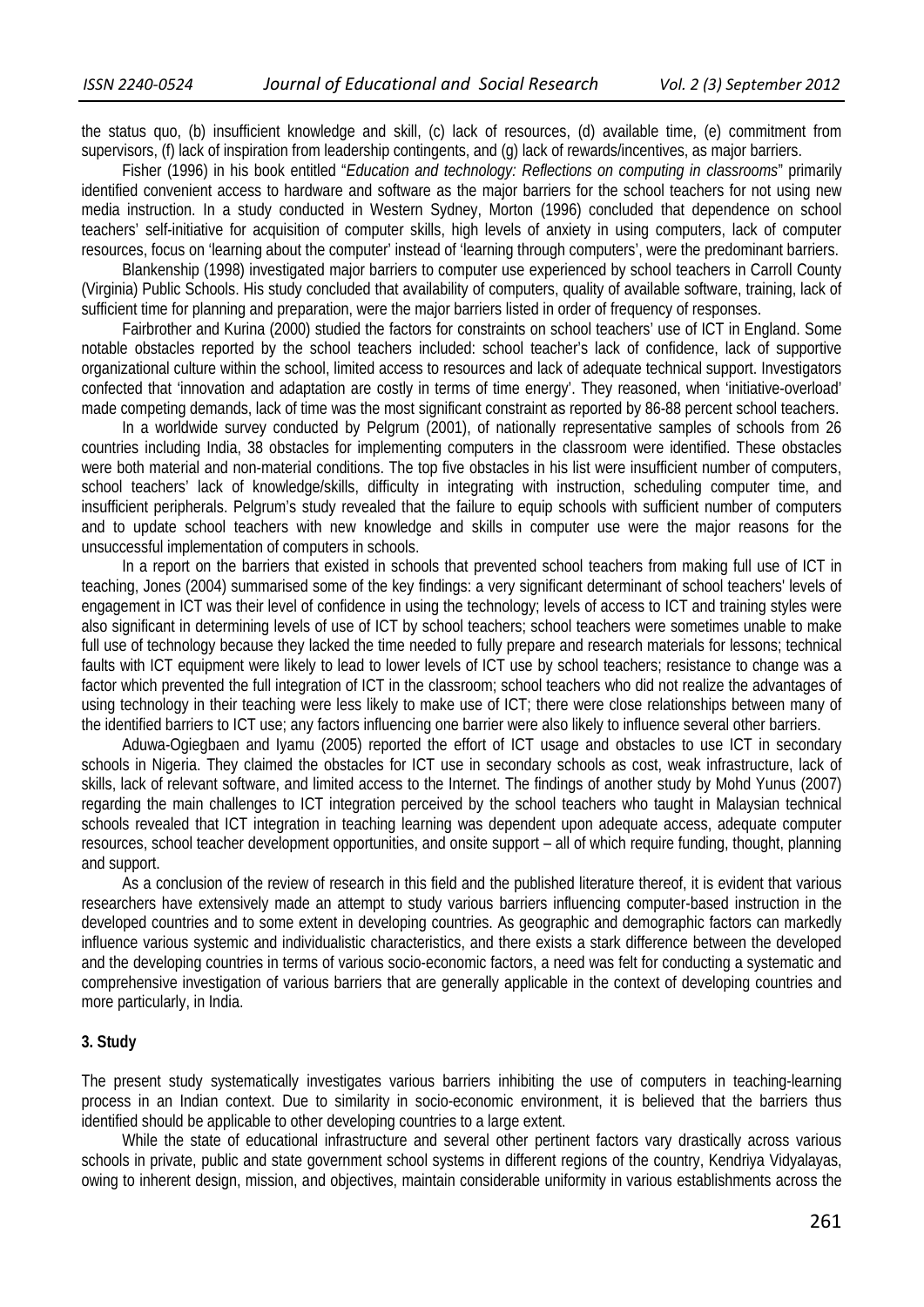the status quo, (b) insufficient knowledge and skill, (c) lack of resources, (d) available time, (e) commitment from supervisors, (f) lack of inspiration from leadership contingents, and (g) lack of rewards/incentives, as major barriers.

Fisher (1996) in his book entitled "*Education and technology: Reflections on computing in classrooms*" primarily identified convenient access to hardware and software as the major barriers for the school teachers for not using new media instruction. In a study conducted in Western Sydney, Morton (1996) concluded that dependence on school teachers' self-initiative for acquisition of computer skills, high levels of anxiety in using computers, lack of computer resources, focus on 'learning about the computer' instead of 'learning through computers', were the predominant barriers.

Blankenship (1998) investigated major barriers to computer use experienced by school teachers in Carroll County (Virginia) Public Schools. His study concluded that availability of computers, quality of available software, training, lack of sufficient time for planning and preparation, were the major barriers listed in order of frequency of responses.

Fairbrother and Kurina (2000) studied the factors for constraints on school teachers' use of ICT in England. Some notable obstacles reported by the school teachers included: school teacher's lack of confidence, lack of supportive organizational culture within the school, limited access to resources and lack of adequate technical support. Investigators confected that 'innovation and adaptation are costly in terms of time energy'. They reasoned, when 'initiative-overload' made competing demands, lack of time was the most significant constraint as reported by 86-88 percent school teachers.

In a worldwide survey conducted by Pelgrum (2001), of nationally representative samples of schools from 26 countries including India, 38 obstacles for implementing computers in the classroom were identified. These obstacles were both material and non-material conditions. The top five obstacles in his list were insufficient number of computers, school teachers' lack of knowledge/skills, difficulty in integrating with instruction, scheduling computer time, and insufficient peripherals. Pelgrum's study revealed that the failure to equip schools with sufficient number of computers and to update school teachers with new knowledge and skills in computer use were the major reasons for the unsuccessful implementation of computers in schools.

In a report on the barriers that existed in schools that prevented school teachers from making full use of ICT in teaching, Jones (2004) summarised some of the key findings: a very significant determinant of school teachers' levels of engagement in ICT was their level of confidence in using the technology; levels of access to ICT and training styles were also significant in determining levels of use of ICT by school teachers; school teachers were sometimes unable to make full use of technology because they lacked the time needed to fully prepare and research materials for lessons; technical faults with ICT equipment were likely to lead to lower levels of ICT use by school teachers; resistance to change was a factor which prevented the full integration of ICT in the classroom; school teachers who did not realize the advantages of using technology in their teaching were less likely to make use of ICT; there were close relationships between many of the identified barriers to ICT use; any factors influencing one barrier were also likely to influence several other barriers.

Aduwa-Ogiegbaen and Iyamu (2005) reported the effort of ICT usage and obstacles to use ICT in secondary schools in Nigeria. They claimed the obstacles for ICT use in secondary schools as cost, weak infrastructure, lack of skills, lack of relevant software, and limited access to the Internet. The findings of another study by Mohd Yunus (2007) regarding the main challenges to ICT integration perceived by the school teachers who taught in Malaysian technical schools revealed that ICT integration in teaching learning was dependent upon adequate access, adequate computer resources, school teacher development opportunities, and onsite support – all of which require funding, thought, planning and support.

As a conclusion of the review of research in this field and the published literature thereof, it is evident that various researchers have extensively made an attempt to study various barriers influencing computer-based instruction in the developed countries and to some extent in developing countries. As geographic and demographic factors can markedly influence various systemic and individualistic characteristics, and there exists a stark difference between the developed and the developing countries in terms of various socio-economic factors, a need was felt for conducting a systematic and comprehensive investigation of various barriers that are generally applicable in the context of developing countries and more particularly, in India.

## 3. Study

The present study systematically investigates various barriers inhibiting the use of computers in teaching-learning process in an Indian context. Due to similarity in socio-economic environment, it is believed that the barriers thus identified should be applicable to other developing countries to a large extent.

While the state of educational infrastructure and several other pertinent factors vary drastically across various schools in private, public and state government school systems in different regions of the country, Kendriya Vidyalayas, owing to inherent design, mission, and objectives, maintain considerable uniformity in various establishments across the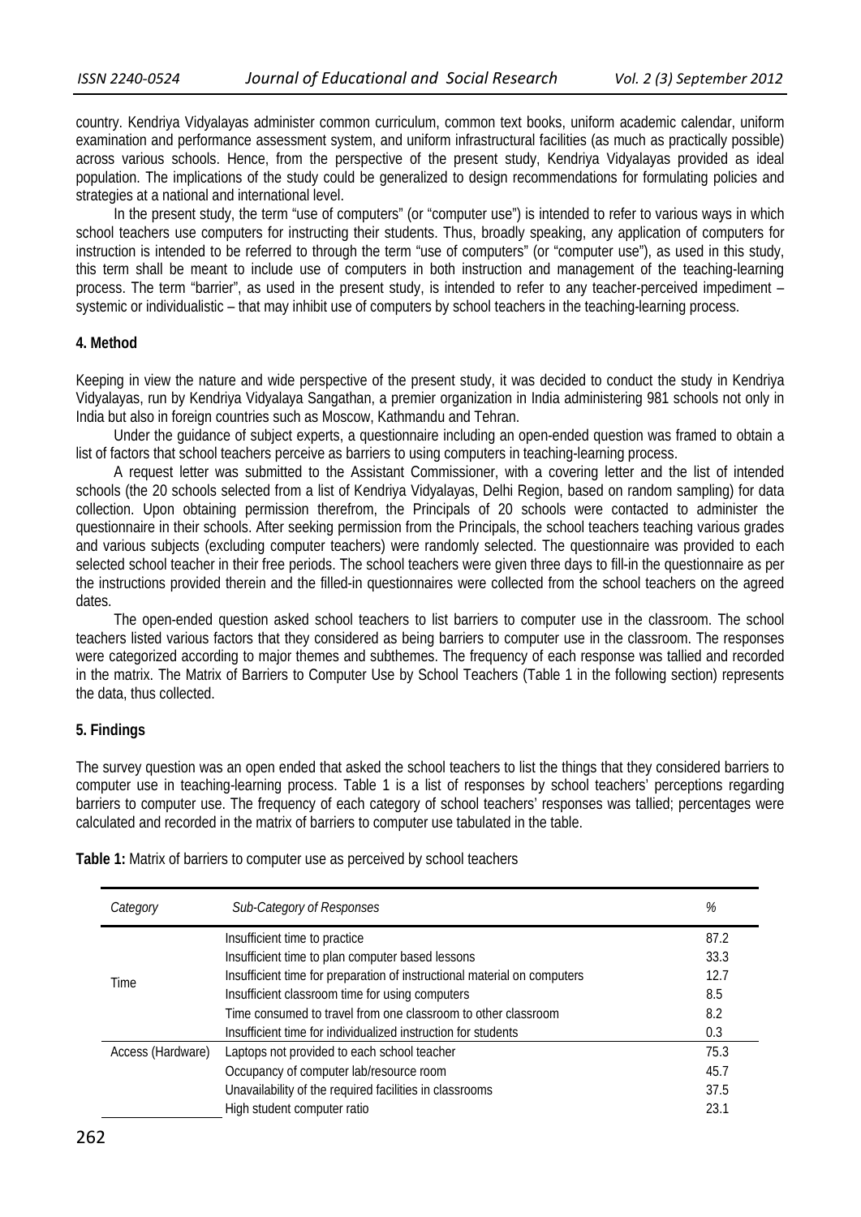country. Kendriya Vidyalayas administer common curriculum, common text books, uniform academic calendar, uniform examination and performance assessment system, and uniform infrastructural facilities (as much as practically possible) across various schools. Hence, from the perspective of the present study, Kendriya Vidyalayas provided as ideal population. The implications of the study could be generalized to design recommendations for formulating policies and strategies at a national and international level.

In the present study, the term "use of computers" (or "computer use") is intended to refer to various ways in which school teachers use computers for instructing their students. Thus, broadly speaking, any application of computers for instruction is intended to be referred to through the term "use of computers" (or "computer use"), as used in this study, this term shall be meant to include use of computers in both instruction and management of the teaching-learning process. The term "barrier", as used in the present study, is intended to refer to any teacher-perceived impediment – systemic or individualistic – that may inhibit use of computers by school teachers in the teaching-learning process.

## 4. Method

Keeping in view the nature and wide perspective of the present study, it was decided to conduct the study in Kendriya Vidyalayas, run by Kendriya Vidyalaya Sangathan, a premier organization in India administering 981 schools not only in India but also in foreign countries such as Moscow, Kathmandu and Tehran.

Under the guidance of subject experts, a questionnaire including an open-ended question was framed to obtain a list of factors that school teachers perceive as barriers to using computers in teaching-learning process.

A request letter was submitted to the Assistant Commissioner, with a covering letter and the list of intended schools (the 20 schools selected from a list of Kendriya Vidyalayas, Delhi Region, based on random sampling) for data collection. Upon obtaining permission therefrom, the Principals of 20 schools were contacted to administer the questionnaire in their schools. After seeking permission from the Principals, the school teachers teaching various grades and various subjects (excluding computer teachers) were randomly selected. The questionnaire was provided to each selected school teacher in their free periods. The school teachers were given three days to fill-in the questionnaire as per the instructions provided therein and the filled-in questionnaires were collected from the school teachers on the agreed dates.

The open-ended question asked school teachers to list barriers to computer use in the classroom. The school teachers listed various factors that they considered as being barriers to computer use in the classroom. The responses were categorized according to major themes and subthemes. The frequency of each response was tallied and recorded in the matrix. The Matrix of Barriers to Computer Use by School Teachers (Table 1 in the following section) represents the data, thus collected.

## 5. Findings

The survey question was an open ended that asked the school teachers to list the things that they considered barriers to computer use in teaching-learning process. Table 1 is a list of responses by school teachers' perceptions regarding barriers to computer use. The frequency of each category of school teachers' responses was tallied; percentages were calculated and recorded in the matrix of barriers to computer use tabulated in the table.

**Table 1:** Matrix of barriers to computer use as perceived by school teachers

| *Category* | *Sub-Category of Responses* | *%* |
|---|---|---|
| Time | Insufficient time to practice | 87.2 |
| | Insufficient time to plan computer based lessons | 33.3 |
| | Insufficient time for preparation of instructional material on computers | 12.7 |
| | Insufficient classroom time for using computers | 8.5 |
| | Time consumed to travel from one classroom to other classroom | 8.2 |
| | Insufficient time for individualized instruction for students | 0.3 |
| Access (Hardware) | Laptops not provided to each school teacher | 75.3 |
| | Occupancy of computer lab/resource room | 45.7 |
| | Unavailability of the required facilities in classrooms | 37.5 |
| | High student computer ratio | 23.1 |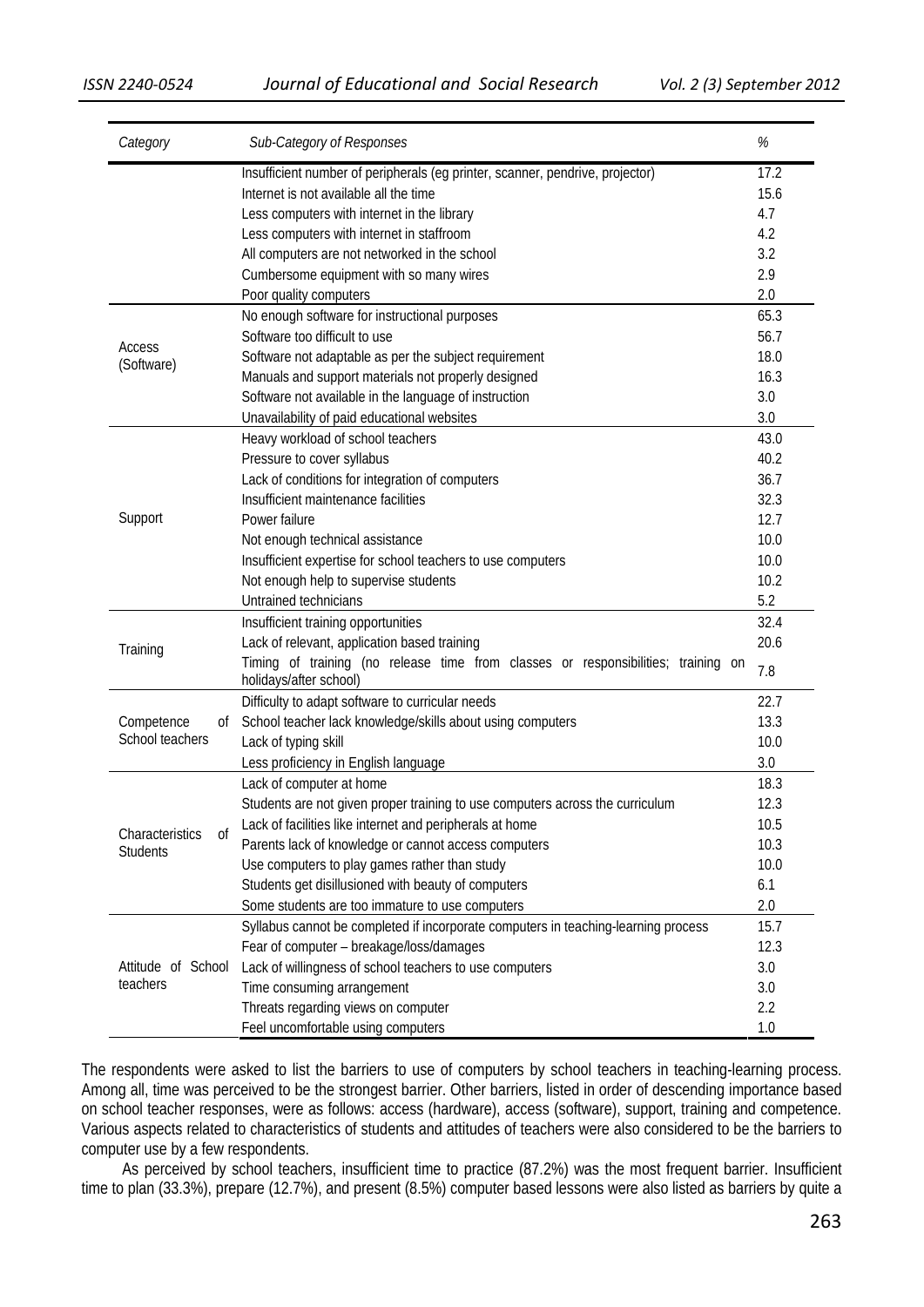| Category | Sub-Category of Responses | % |
|---|---|---|
| | Insufficient number of peripherals (eg printer, scanner, pendrive, projector) | 17.2 |
| | Internet is not available all the time | 15.6 |
| | Less computers with internet in the library | 4.7 |
| | Less computers with internet in staffroom | 4.2 |
| | All computers are not networked in the school | 3.2 |
| | Cumbersome equipment with so many wires | 2.9 |
| | Poor quality computers | 2.0 |
| Access (Software) | No enough software for instructional purposes | 65.3 |
| | Software too difficult to use | 56.7 |
| | Software not adaptable as per the subject requirement | 18.0 |
| | Manuals and support materials not properly designed | 16.3 |
| | Software not available in the language of instruction | 3.0 |
| | Unavailability of paid educational websites | 3.0 |
| Support | Heavy workload of school teachers | 43.0 |
| | Pressure to cover syllabus | 40.2 |
| | Lack of conditions for integration of computers | 36.7 |
| | Insufficient maintenance facilities | 32.3 |
| | Power failure | 12.7 |
| | Not enough technical assistance | 10.0 |
| | Insufficient expertise for school teachers to use computers | 10.0 |
| | Not enough help to supervise students | 10.2 |
| | Untrained technicians | 5.2 |
| Training | Insufficient training opportunities | 32.4 |
| | Lack of relevant, application based training | 20.6 |
| | Timing of training (no release time from classes or responsibilities; training on holidays/after school) | 7.8 |
| Competence of School teachers | Difficulty to adapt software to curricular needs | 22.7 |
| | School teacher lack knowledge/skills about using computers | 13.3 |
| | Lack of typing skill | 10.0 |
| | Less proficiency in English language | 3.0 |
| Characteristics of Students | Lack of computer at home | 18.3 |
| | Students are not given proper training to use computers across the curriculum | 12.3 |
| | Lack of facilities like internet and peripherals at home | 10.5 |
| | Parents lack of knowledge or cannot access computers | 10.3 |
| | Use computers to play games rather than study | 10.0 |
| | Students get disillusioned with beauty of computers | 6.1 |
| | Some students are too immature to use computers | 2.0 |
| Attitude of School teachers | Syllabus cannot be completed if incorporate computers in teaching-learning process | 15.7 |
| | Fear of computer – breakage/loss/damages | 12.3 |
| | Lack of willingness of school teachers to use computers | 3.0 |
| | Time consuming arrangement | 3.0 |
| | Threats regarding views on computer | 2.2 |
| | Feel uncomfortable using computers | 1.0 |

The respondents were asked to list the barriers to use of computers by school teachers in teaching-learning process. Among all, time was perceived to be the strongest barrier. Other barriers, listed in order of descending importance based on school teacher responses, were as follows: access (hardware), access (software), support, training and competence. Various aspects related to characteristics of students and attitudes of teachers were also considered to be the barriers to computer use by a few respondents.

As perceived by school teachers, insufficient time to practice (87.2%) was the most frequent barrier. Insufficient time to plan (33.3%), prepare (12.7%), and present (8.5%) computer based lessons were also listed as barriers by quite a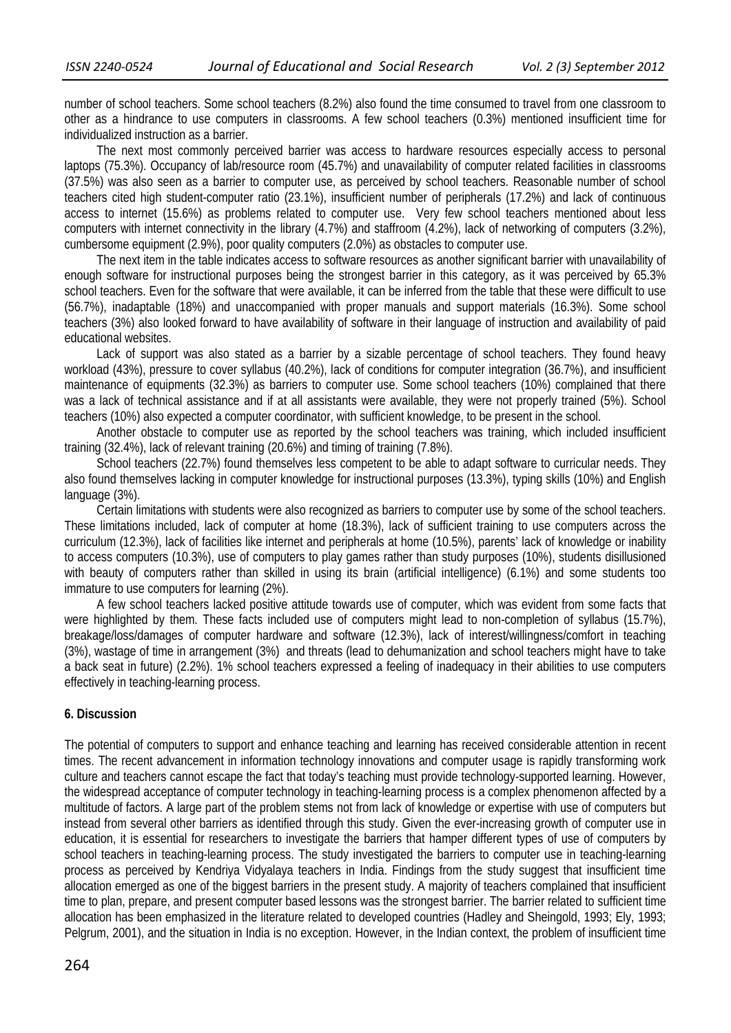number of school teachers. Some school teachers (8.2%) also found the time consumed to travel from one classroom to other as a hindrance to use computers in classrooms. A few school teachers (0.3%) mentioned insufficient time for individualized instruction as a barrier.

The next most commonly perceived barrier was access to hardware resources especially access to personal laptops (75.3%). Occupancy of lab/resource room (45.7%) and unavailability of computer related facilities in classrooms (37.5%) was also seen as a barrier to computer use, as perceived by school teachers. Reasonable number of school teachers cited high student-computer ratio (23.1%), insufficient number of peripherals (17.2%) and lack of continuous access to internet (15.6%) as problems related to computer use. Very few school teachers mentioned about less computers with internet connectivity in the library (4.7%) and staffroom (4.2%), lack of networking of computers (3.2%), cumbersome equipment (2.9%), poor quality computers (2.0%) as obstacles to computer use.

The next item in the table indicates access to software resources as another significant barrier with unavailability of enough software for instructional purposes being the strongest barrier in this category, as it was perceived by 65.3% school teachers. Even for the software that were available, it can be inferred from the table that these were difficult to use (56.7%), inadaptable (18%) and unaccompanied with proper manuals and support materials (16.3%). Some school teachers (3%) also looked forward to have availability of software in their language of instruction and availability of paid educational websites.

Lack of support was also stated as a barrier by a sizable percentage of school teachers. They found heavy workload (43%), pressure to cover syllabus (40.2%), lack of conditions for computer integration (36.7%), and insufficient maintenance of equipments (32.3%) as barriers to computer use. Some school teachers (10%) complained that there was a lack of technical assistance and if at all assistants were available, they were not properly trained (5%). School teachers (10%) also expected a computer coordinator, with sufficient knowledge, to be present in the school.

Another obstacle to computer use as reported by the school teachers was training, which included insufficient training (32.4%), lack of relevant training (20.6%) and timing of training (7.8%).

School teachers (22.7%) found themselves less competent to be able to adapt software to curricular needs. They also found themselves lacking in computer knowledge for instructional purposes (13.3%), typing skills (10%) and English language (3%).

Certain limitations with students were also recognized as barriers to computer use by some of the school teachers. These limitations included, lack of computer at home (18.3%), lack of sufficient training to use computers across the curriculum (12.3%), lack of facilities like internet and peripherals at home (10.5%), parents' lack of knowledge or inability to access computers (10.3%), use of computers to play games rather than study purposes (10%), students disillusioned with beauty of computers rather than skilled in using its brain (artificial intelligence) (6.1%) and some students too immature to use computers for learning (2%).

A few school teachers lacked positive attitude towards use of computer, which was evident from some facts that were highlighted by them. These facts included use of computers might lead to non-completion of syllabus (15.7%), breakage/loss/damages of computer hardware and software (12.3%), lack of interest/willingness/comfort in teaching (3%), wastage of time in arrangement (3%) and threats (lead to dehumanization and school teachers might have to take a back seat in future) (2.2%). 1% school teachers expressed a feeling of inadequacy in their abilities to use computers effectively in teaching-learning process.

## 6. Discussion

The potential of computers to support and enhance teaching and learning has received considerable attention in recent times. The recent advancement in information technology innovations and computer usage is rapidly transforming work culture and teachers cannot escape the fact that today's teaching must provide technology-supported learning. However, the widespread acceptance of computer technology in teaching-learning process is a complex phenomenon affected by a multitude of factors. A large part of the problem stems not from lack of knowledge or expertise with use of computers but instead from several other barriers as identified through this study. Given the ever-increasing growth of computer use in education, it is essential for researchers to investigate the barriers that hamper different types of use of computers by school teachers in teaching-learning process. The study investigated the barriers to computer use in teaching-learning process as perceived by Kendriya Vidyalaya teachers in India. Findings from the study suggest that insufficient time allocation emerged as one of the biggest barriers in the present study. A majority of teachers complained that insufficient time to plan, prepare, and present computer based lessons was the strongest barrier. The barrier related to sufficient time allocation has been emphasized in the literature related to developed countries (Hadley and Sheingold, 1993; Ely, 1993; Pelgrum, 2001), and the situation in India is no exception. However, in the Indian context, the problem of insufficient time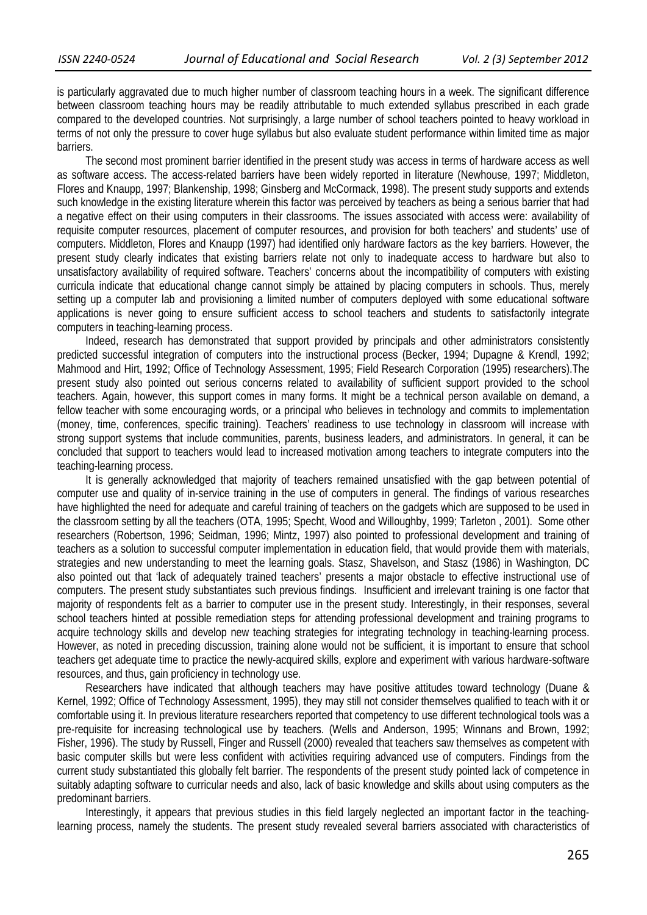is particularly aggravated due to much higher number of classroom teaching hours in a week. The significant difference between classroom teaching hours may be readily attributable to much extended syllabus prescribed in each grade compared to the developed countries. Not surprisingly, a large number of school teachers pointed to heavy workload in terms of not only the pressure to cover huge syllabus but also evaluate student performance within limited time as major barriers.

The second most prominent barrier identified in the present study was access in terms of hardware access as well as software access. The access-related barriers have been widely reported in literature (Newhouse, 1997; Middleton, Flores and Knaupp, 1997; Blankenship, 1998; Ginsberg and McCormack, 1998). The present study supports and extends such knowledge in the existing literature wherein this factor was perceived by teachers as being a serious barrier that had a negative effect on their using computers in their classrooms. The issues associated with access were: availability of requisite computer resources, placement of computer resources, and provision for both teachers' and students' use of computers. Middleton, Flores and Knaupp (1997) had identified only hardware factors as the key barriers. However, the present study clearly indicates that existing barriers relate not only to inadequate access to hardware but also to unsatisfactory availability of required software. Teachers' concerns about the incompatibility of computers with existing curricula indicate that educational change cannot simply be attained by placing computers in schools. Thus, merely setting up a computer lab and provisioning a limited number of computers deployed with some educational software applications is never going to ensure sufficient access to school teachers and students to satisfactorily integrate computers in teaching-learning process.

Indeed, research has demonstrated that support provided by principals and other administrators consistently predicted successful integration of computers into the instructional process (Becker, 1994; Dupagne & Krendl, 1992; Mahmood and Hirt, 1992; Office of Technology Assessment, 1995; Field Research Corporation (1995) researchers).The present study also pointed out serious concerns related to availability of sufficient support provided to the school teachers. Again, however, this support comes in many forms. It might be a technical person available on demand, a fellow teacher with some encouraging words, or a principal who believes in technology and commits to implementation (money, time, conferences, specific training). Teachers' readiness to use technology in classroom will increase with strong support systems that include communities, parents, business leaders, and administrators. In general, it can be concluded that support to teachers would lead to increased motivation among teachers to integrate computers into the teaching-learning process.

It is generally acknowledged that majority of teachers remained unsatisfied with the gap between potential of computer use and quality of in-service training in the use of computers in general. The findings of various researches have highlighted the need for adequate and careful training of teachers on the gadgets which are supposed to be used in the classroom setting by all the teachers (OTA, 1995; Specht, Wood and Willoughby, 1999; Tarleton , 2001). Some other researchers (Robertson, 1996; Seidman, 1996; Mintz, 1997) also pointed to professional development and training of teachers as a solution to successful computer implementation in education field, that would provide them with materials, strategies and new understanding to meet the learning goals. Stasz, Shavelson, and Stasz (1986) in Washington, DC also pointed out that 'lack of adequately trained teachers' presents a major obstacle to effective instructional use of computers. The present study substantiates such previous findings. Insufficient and irrelevant training is one factor that majority of respondents felt as a barrier to computer use in the present study. Interestingly, in their responses, several school teachers hinted at possible remediation steps for attending professional development and training programs to acquire technology skills and develop new teaching strategies for integrating technology in teaching-learning process. However, as noted in preceding discussion, training alone would not be sufficient, it is important to ensure that school teachers get adequate time to practice the newly-acquired skills, explore and experiment with various hardware-software resources, and thus, gain proficiency in technology use.

Researchers have indicated that although teachers may have positive attitudes toward technology (Duane & Kernel, 1992; Office of Technology Assessment, 1995), they may still not consider themselves qualified to teach with it or comfortable using it. In previous literature researchers reported that competency to use different technological tools was a pre-requisite for increasing technological use by teachers. (Wells and Anderson, 1995; Winnans and Brown, 1992; Fisher, 1996). The study by Russell, Finger and Russell (2000) revealed that teachers saw themselves as competent with basic computer skills but were less confident with activities requiring advanced use of computers. Findings from the current study substantiated this globally felt barrier. The respondents of the present study pointed lack of competence in suitably adapting software to curricular needs and also, lack of basic knowledge and skills about using computers as the predominant barriers.

Interestingly, it appears that previous studies in this field largely neglected an important factor in the teaching-learning process, namely the students. The present study revealed several barriers associated with characteristics of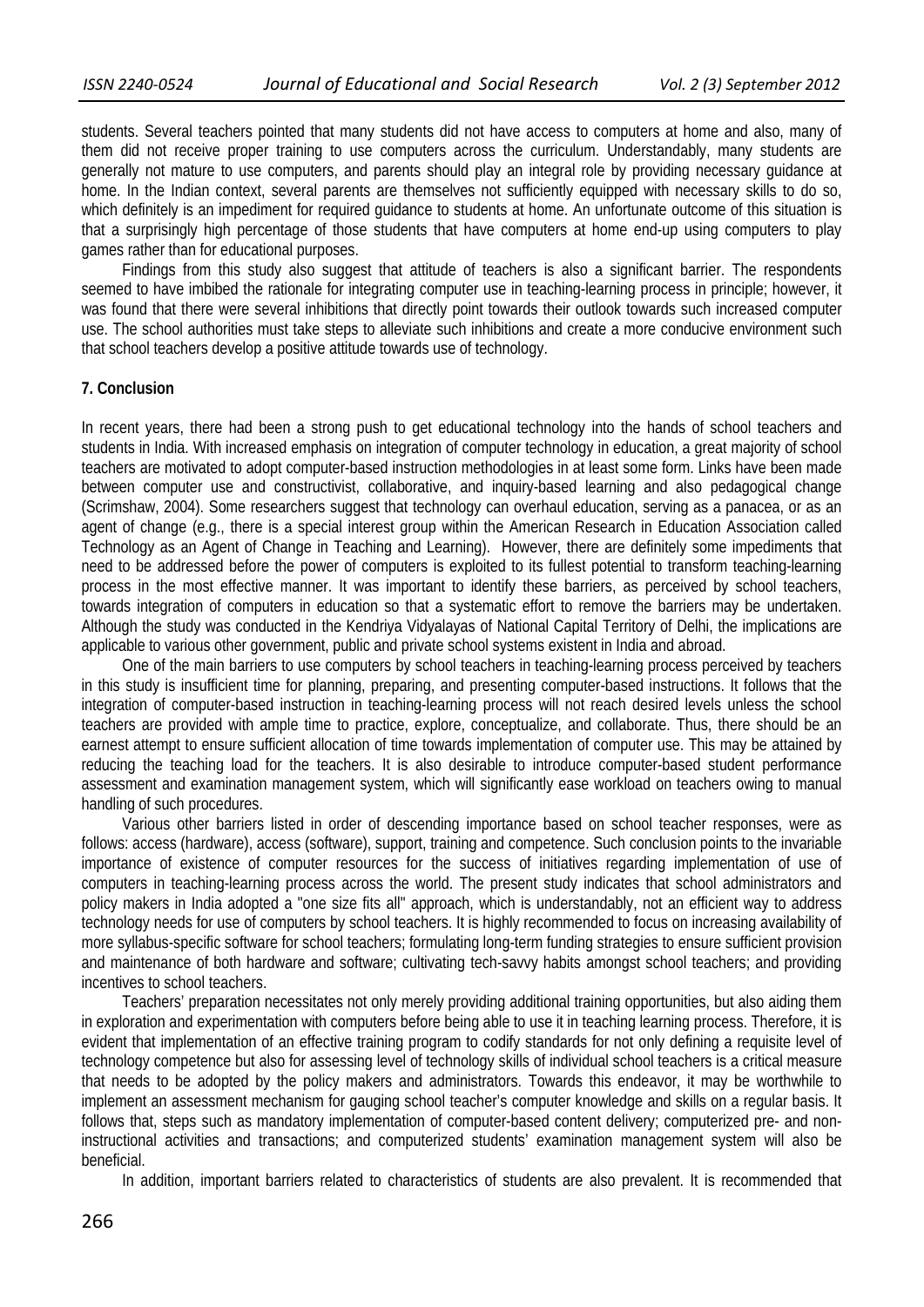students. Several teachers pointed that many students did not have access to computers at home and also, many of them did not receive proper training to use computers across the curriculum. Understandably, many students are generally not mature to use computers, and parents should play an integral role by providing necessary guidance at home. In the Indian context, several parents are themselves not sufficiently equipped with necessary skills to do so, which definitely is an impediment for required guidance to students at home. An unfortunate outcome of this situation is that a surprisingly high percentage of those students that have computers at home end-up using computers to play games rather than for educational purposes.

Findings from this study also suggest that attitude of teachers is also a significant barrier. The respondents seemed to have imbibed the rationale for integrating computer use in teaching-learning process in principle; however, it was found that there were several inhibitions that directly point towards their outlook towards such increased computer use. The school authorities must take steps to alleviate such inhibitions and create a more conducive environment such that school teachers develop a positive attitude towards use of technology.

## 7. Conclusion

In recent years, there had been a strong push to get educational technology into the hands of school teachers and students in India. With increased emphasis on integration of computer technology in education, a great majority of school teachers are motivated to adopt computer-based instruction methodologies in at least some form. Links have been made between computer use and constructivist, collaborative, and inquiry-based learning and also pedagogical change (Scrimshaw, 2004). Some researchers suggest that technology can overhaul education, serving as a panacea, or as an agent of change (e.g., there is a special interest group within the American Research in Education Association called Technology as an Agent of Change in Teaching and Learning). However, there are definitely some impediments that need to be addressed before the power of computers is exploited to its fullest potential to transform teaching-learning process in the most effective manner. It was important to identify these barriers, as perceived by school teachers, towards integration of computers in education so that a systematic effort to remove the barriers may be undertaken. Although the study was conducted in the Kendriya Vidyalayas of National Capital Territory of Delhi, the implications are applicable to various other government, public and private school systems existent in India and abroad.

One of the main barriers to use computers by school teachers in teaching-learning process perceived by teachers in this study is insufficient time for planning, preparing, and presenting computer-based instructions. It follows that the integration of computer-based instruction in teaching-learning process will not reach desired levels unless the school teachers are provided with ample time to practice, explore, conceptualize, and collaborate. Thus, there should be an earnest attempt to ensure sufficient allocation of time towards implementation of computer use. This may be attained by reducing the teaching load for the teachers. It is also desirable to introduce computer-based student performance assessment and examination management system, which will significantly ease workload on teachers owing to manual handling of such procedures.

Various other barriers listed in order of descending importance based on school teacher responses, were as follows: access (hardware), access (software), support, training and competence. Such conclusion points to the invariable importance of existence of computer resources for the success of initiatives regarding implementation of use of computers in teaching-learning process across the world. The present study indicates that school administrators and policy makers in India adopted a "one size fits all" approach, which is understandably, not an efficient way to address technology needs for use of computers by school teachers. It is highly recommended to focus on increasing availability of more syllabus-specific software for school teachers; formulating long-term funding strategies to ensure sufficient provision and maintenance of both hardware and software; cultivating tech-savvy habits amongst school teachers; and providing incentives to school teachers.

Teachers' preparation necessitates not only merely providing additional training opportunities, but also aiding them in exploration and experimentation with computers before being able to use it in teaching learning process. Therefore, it is evident that implementation of an effective training program to codify standards for not only defining a requisite level of technology competence but also for assessing level of technology skills of individual school teachers is a critical measure that needs to be adopted by the policy makers and administrators. Towards this endeavor, it may be worthwhile to implement an assessment mechanism for gauging school teacher's computer knowledge and skills on a regular basis. It follows that, steps such as mandatory implementation of computer-based content delivery; computerized pre- and non-instructional activities and transactions; and computerized students' examination management system will also be beneficial.

In addition, important barriers related to characteristics of students are also prevalent. It is recommended that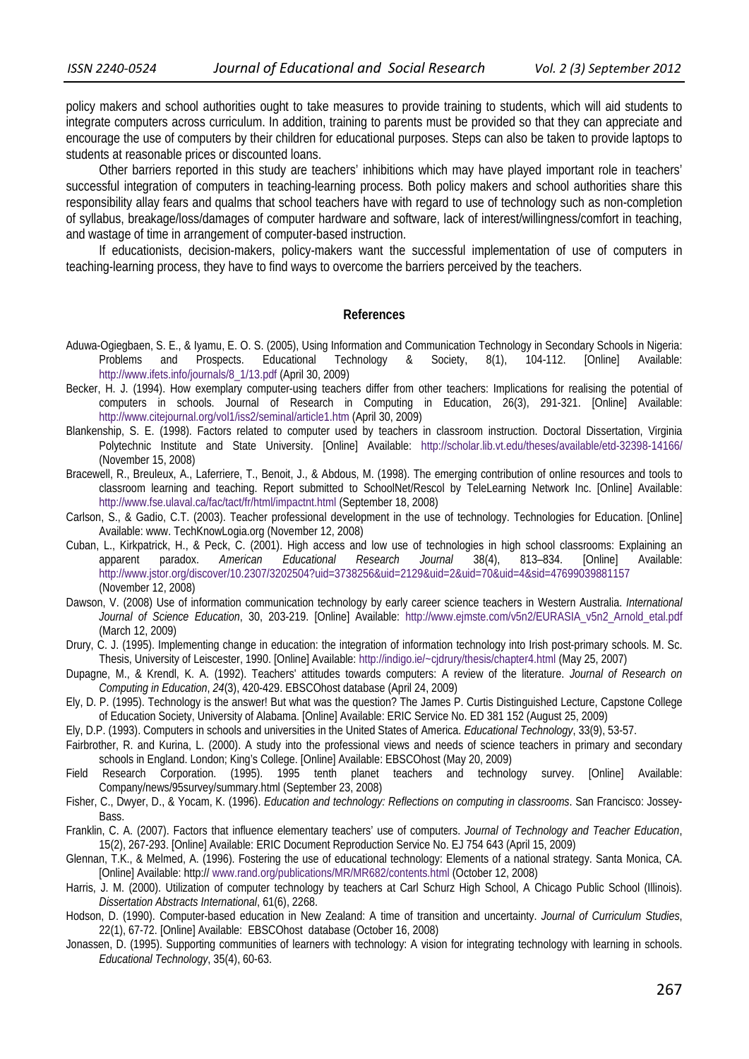policy makers and school authorities ought to take measures to provide training to students, which will aid students to integrate computers across curriculum. In addition, training to parents must be provided so that they can appreciate and encourage the use of computers by their children for educational purposes. Steps can also be taken to provide laptops to students at reasonable prices or discounted loans.

Other barriers reported in this study are teachers' inhibitions which may have played important role in teachers' successful integration of computers in teaching-learning process. Both policy makers and school authorities share this responsibility allay fears and qualms that school teachers have with regard to use of technology such as non-completion of syllabus, breakage/loss/damages of computer hardware and software, lack of interest/willingness/comfort in teaching, and wastage of time in arrangement of computer-based instruction.

If educationists, decision-makers, policy-makers want the successful implementation of use of computers in teaching-learning process, they have to find ways to overcome the barriers perceived by the teachers.

## References

Aduwa-Ogiegbaen, S. E., & Iyamu, E. O. S. (2005), Using Information and Communication Technology in Secondary Schools in Nigeria: Problems and Prospects. Educational Technology & Society, 8(1), 104-112. [Online] Available: http://www.ifets.info/journals/8_1/13.pdf (April 30, 2009)

Becker, H. J. (1994). How exemplary computer-using teachers differ from other teachers: Implications for realising the potential of computers in schools. Journal of Research in Computing in Education, 26(3), 291-321. [Online] Available: http://www.citejournal.org/vol1/iss2/seminal/article1.htm (April 30, 2009)

Blankenship, S. E. (1998). Factors related to computer used by teachers in classroom instruction. Doctoral Dissertation, Virginia Polytechnic Institute and State University. [Online] Available: http://scholar.lib.vt.edu/theses/available/etd-32398-14166/ (November 15, 2008)

Bracewell, R., Breuleux, A., Laferriere, T., Benoit, J., & Abdous, M. (1998). The emerging contribution of online resources and tools to classroom learning and teaching. Report submitted to SchoolNet/Rescol by TeleLearning Network Inc. [Online] Available: http://www.fse.ulaval.ca/fac/tact/fr/html/impactnt.html (September 18, 2008)

Carlson, S., & Gadio, C.T. (2003). Teacher professional development in the use of technology. Technologies for Education. [Online] Available: www. TechKnowLogia.org (November 12, 2008)

Cuban, L., Kirkpatrick, H., & Peck, C. (2001). High access and low use of technologies in high school classrooms: Explaining an apparent paradox. *American Educational Research Journal* 38(4), 813–834. [Online] Available: http://www.jstor.org/discover/10.2307/3202504?uid=3738256&uid=2129&uid=2&uid=70&uid=4&sid=47699039881157 (November 12, 2008)

Dawson, V. (2008) Use of information communication technology by early career science teachers in Western Australia. *International Journal of Science Education*, 30, 203-219. [Online] Available: http://www.ejmste.com/v5n2/EURASIA_v5n2_Arnold_etal.pdf (March 12, 2009)

Drury, C. J. (1995). Implementing change in education: the integration of information technology into Irish post-primary schools. M. Sc. Thesis, University of Leiscester, 1990. [Online] Available: http://indigo.ie/~cjdrury/thesis/chapter4.html (May 25, 2007)

Dupagne, M., & Krendl, K. A. (1992). Teachers' attitudes towards computers: A review of the literature. *Journal of Research on Computing in Education*, *24*(3), 420-429. EBSCOhost database (April 24, 2009)

Ely, D. P. (1995). Technology is the answer! But what was the question? The James P. Curtis Distinguished Lecture, Capstone College of Education Society, University of Alabama. [Online] Available: ERIC Service No. ED 381 152 (August 25, 2009)

Ely, D.P. (1993). Computers in schools and universities in the United States of America. *Educational Technology*, 33(9), 53-57.

Fairbrother, R. and Kurina, L. (2000). A study into the professional views and needs of science teachers in primary and secondary schools in England. London; King's College. [Online] Available: EBSCOhost (May 20, 2009)

Field Research Corporation. (1995). 1995 tenth planet teachers and technology survey. [Online] Available: Company/news/95survey/summary.html (September 23, 2008)

Fisher, C., Dwyer, D., & Yocam, K. (1996). *Education and technology: Reflections on computing in classrooms*. San Francisco: Jossey-Bass.

Franklin, C. A. (2007). Factors that influence elementary teachers' use of computers. *Journal of Technology and Teacher Education*, 15(2), 267-293. [Online] Available: ERIC Document Reproduction Service No. EJ 754 643 (April 15, 2009)

Glennan, T.K., & Melmed, A. (1996). Fostering the use of educational technology: Elements of a national strategy. Santa Monica, CA. [Online] Available: http:// www.rand.org/publications/MR/MR682/contents.html (October 12, 2008)

Harris, J. M. (2000). Utilization of computer technology by teachers at Carl Schurz High School, A Chicago Public School (Illinois). *Dissertation Abstracts International*, 61(6), 2268.

Hodson, D. (1990). Computer-based education in New Zealand: A time of transition and uncertainty. *Journal of Curriculum Studies*, 22(1), 67-72. [Online] Available: EBSCOhost database (October 16, 2008)

Jonassen, D. (1995). Supporting communities of learners with technology: A vision for integrating technology with learning in schools. *Educational Technology*, 35(4), 60-63.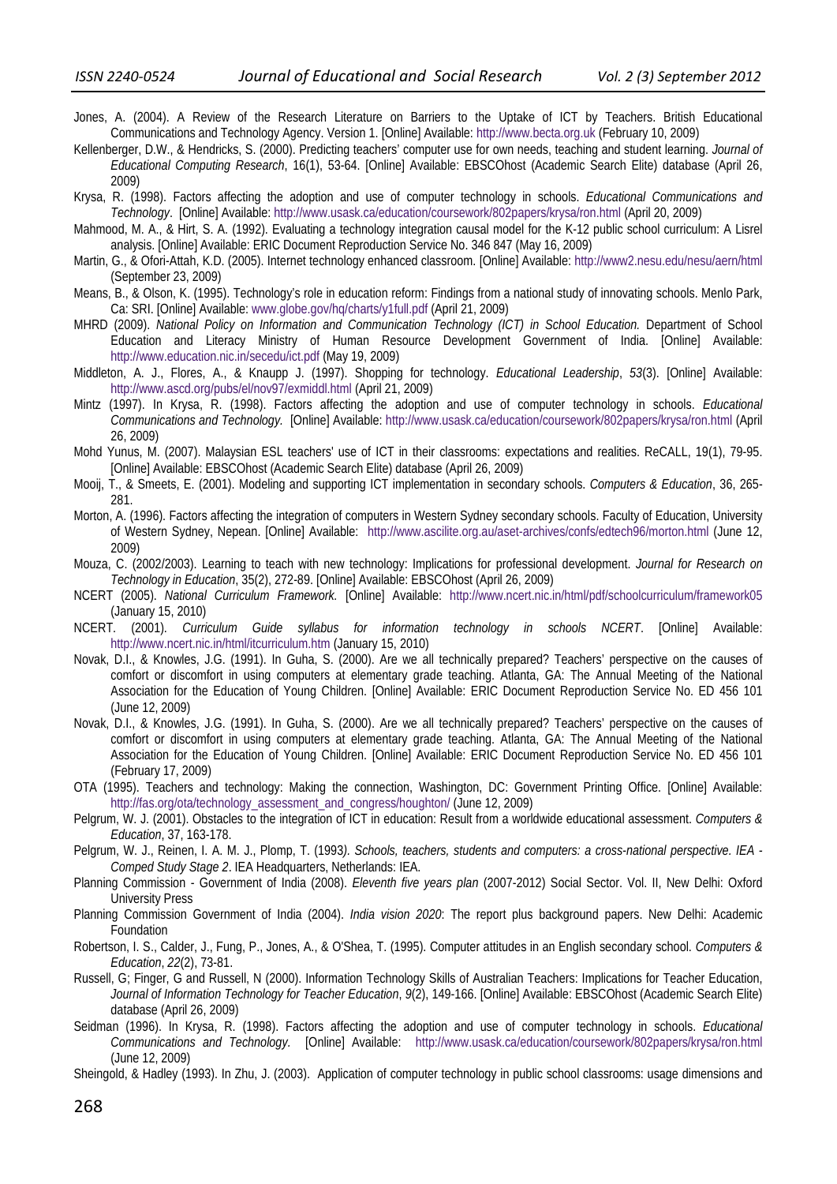Jones, A. (2004). A Review of the Research Literature on Barriers to the Uptake of ICT by Teachers. British Educational Communications and Technology Agency. Version 1. [Online] Available: http://www.becta.org.uk (February 10, 2009)

Kellenberger, D.W., & Hendricks, S. (2000). Predicting teachers' computer use for own needs, teaching and student learning. *Journal of Educational Computing Research*, 16(1), 53-64. [Online] Available: EBSCOhost (Academic Search Elite) database (April 26, 2009)

Krysa, R. (1998). Factors affecting the adoption and use of computer technology in schools. *Educational Communications and Technology*. [Online] Available: http://www.usask.ca/education/coursework/802papers/krysa/ron.html (April 20, 2009)

Mahmood, M. A., & Hirt, S. A. (1992). Evaluating a technology integration causal model for the K-12 public school curriculum: A Lisrel analysis. [Online] Available: ERIC Document Reproduction Service No. 346 847 (May 16, 2009)

Martin, G., & Ofori-Attah, K.D. (2005). Internet technology enhanced classroom. [Online] Available: http://www2.nesu.edu/nesu/aern/html (September 23, 2009)

Means, B., & Olson, K. (1995). Technology's role in education reform: Findings from a national study of innovating schools. Menlo Park, Ca: SRI. [Online] Available: www.globe.gov/hq/charts/y1full.pdf (April 21, 2009)

MHRD (2009). *National Policy on Information and Communication Technology (ICT) in School Education.* Department of School Education and Literacy Ministry of Human Resource Development Government of India. [Online] Available: http://www.education.nic.in/secedu/ict.pdf (May 19, 2009)

Middleton, A. J., Flores, A., & Knaupp J. (1997). Shopping for technology. *Educational Leadership*, *53*(3). [Online] Available: http://www.ascd.org/pubs/el/nov97/exmiddl.html (April 21, 2009)

Mintz (1997). In Krysa, R. (1998). Factors affecting the adoption and use of computer technology in schools. *Educational Communications and Technology.* [Online] Available: http://www.usask.ca/education/coursework/802papers/krysa/ron.html (April 26, 2009)

Mohd Yunus, M. (2007). Malaysian ESL teachers' use of ICT in their classrooms: expectations and realities. ReCALL, 19(1), 79-95. [Online] Available: EBSCOhost (Academic Search Elite) database (April 26, 2009)

Mooij, T., & Smeets, E. (2001). Modeling and supporting ICT implementation in secondary schools. *Computers & Education*, 36, 265-281.

Morton, A. (1996). Factors affecting the integration of computers in Western Sydney secondary schools. Faculty of Education, University of Western Sydney, Nepean. [Online] Available: http://www.ascilite.org.au/aset-archives/confs/edtech96/morton.html (June 12, 2009)

Mouza, C. (2002/2003). Learning to teach with new technology: Implications for professional development. *Journal for Research on Technology in Education*, 35(2), 272-89. [Online] Available: EBSCOhost (April 26, 2009)

NCERT (2005). *National Curriculum Framework.* [Online] Available: http://www.ncert.nic.in/html/pdf/schoolcurriculum/framework05 (January 15, 2010)

NCERT. (2001). *Curriculum Guide syllabus for information technology in schools NCERT*. [Online] Available: http://www.ncert.nic.in/html/itcurriculum.htm (January 15, 2010)

Novak, D.I., & Knowles, J.G. (1991). In Guha, S. (2000). Are we all technically prepared? Teachers' perspective on the causes of comfort or discomfort in using computers at elementary grade teaching. Atlanta, GA: The Annual Meeting of the National Association for the Education of Young Children. [Online] Available: ERIC Document Reproduction Service No. ED 456 101 (June 12, 2009)

Novak, D.I., & Knowles, J.G. (1991). In Guha, S. (2000). Are we all technically prepared? Teachers' perspective on the causes of comfort or discomfort in using computers at elementary grade teaching. Atlanta, GA: The Annual Meeting of the National Association for the Education of Young Children. [Online] Available: ERIC Document Reproduction Service No. ED 456 101 (February 17, 2009)

OTA (1995). Teachers and technology: Making the connection, Washington, DC: Government Printing Office. [Online] Available: http://fas.org/ota/technology_assessment_and_congress/houghton/ (June 12, 2009)

Pelgrum, W. J. (2001). Obstacles to the integration of ICT in education: Result from a worldwide educational assessment. *Computers & Education*, 37, 163-178.

Pelgrum, W. J., Reinen, I. A. M. J., Plomp, T. (1993*). Schools, teachers, students and computers: a cross-national perspective. IEA - Comped Study Stage 2*. IEA Headquarters, Netherlands: IEA.

Planning Commission - Government of India (2008). *Eleventh five years plan* (2007-2012) Social Sector. Vol. II, New Delhi: Oxford University Press

Planning Commission Government of India (2004). *India vision 2020*: The report plus background papers. New Delhi: Academic Foundation

Robertson, I. S., Calder, J., Fung, P., Jones, A., & O'Shea, T. (1995). Computer attitudes in an English secondary school. *Computers & Education*, *22*(2), 73-81.

Russell, G; Finger, G and Russell, N (2000). Information Technology Skills of Australian Teachers: Implications for Teacher Education, *Journal of Information Technology for Teacher Education*, *9*(2), 149-166. [Online] Available: EBSCOhost (Academic Search Elite) database (April 26, 2009)

Seidman (1996). In Krysa, R. (1998). Factors affecting the adoption and use of computer technology in schools. *Educational Communications and Technology.* [Online] Available: http://www.usask.ca/education/coursework/802papers/krysa/ron.html (June 12, 2009)

Sheingold, & Hadley (1993). In Zhu, J. (2003). Application of computer technology in public school classrooms: usage dimensions and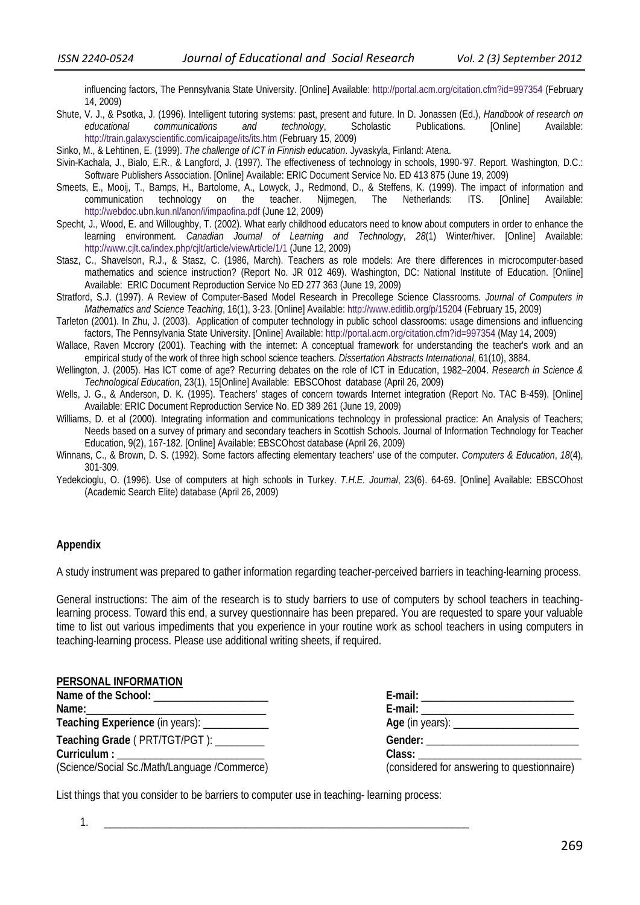influencing factors, The Pennsylvania State University. [Online] Available: http://portal.acm.org/citation.cfm?id=997354 (February 14, 2009)

Shute, V. J., & Psotka, J. (1996). Intelligent tutoring systems: past, present and future. In D. Jonassen (Ed.), *Handbook of research on educational communications and technology*, Scholastic Publications. [Online] Available: http://train.galaxyscientific.com/icaipage/its/its.htm (February 15, 2009)

Sinko, M., & Lehtinen, E. (1999). *The challenge of ICT in Finnish education*. Jyvaskyla, Finland: Atena.

Sivin-Kachala, J., Bialo, E.R., & Langford, J. (1997). The effectiveness of technology in schools, 1990-'97. Report. Washington, D.C.: Software Publishers Association. [Online] Available: ERIC Document Service No. ED 413 875 (June 19, 2009)

Smeets, E., Mooij, T., Bamps, H., Bartolome, A., Lowyck, J., Redmond, D., & Steffens, K. (1999). The impact of information and communication technology on the teacher. Nijmegen, The Netherlands: ITS. [Online] Available: http://webdoc.ubn.kun.nl/anon/i/impaofina.pdf (June 12, 2009)

Specht, J., Wood, E. and Willoughby, T. (2002). What early childhood educators need to know about computers in order to enhance the learning environment. *Canadian Journal of Learning and Technology*, *28*(1) Winter/hiver. [Online] Available: http://www.cjlt.ca/index.php/cjlt/article/viewArticle/1/1 (June 12, 2009)

Stasz, C., Shavelson, R.J., & Stasz, C. (1986, March). Teachers as role models: Are there differences in microcomputer-based mathematics and science instruction? (Report No. JR 012 469). Washington, DC: National Institute of Education. [Online] Available: ERIC Document Reproduction Service No ED 277 363 (June 19, 2009)

Stratford, S.J. (1997). A Review of Computer-Based Model Research in Precollege Science Classrooms. *Journal of Computers in Mathematics and Science Teaching*, 16(1), 3-23. [Online] Available: http://www.editlib.org/p/15204 (February 15, 2009)

Tarleton (2001). In Zhu, J. (2003). Application of computer technology in public school classrooms: usage dimensions and influencing factors, The Pennsylvania State University. [Online] Available: http://portal.acm.org/citation.cfm?id=997354 (May 14, 2009)

Wallace, Raven Mccrory (2001). Teaching with the internet: A conceptual framework for understanding the teacher's work and an empirical study of the work of three high school science teachers. *Dissertation Abstracts International*, 61(10), 3884.

Wellington, J. (2005). Has ICT come of age? Recurring debates on the role of ICT in Education, 1982–2004. *Research in Science & Technological Education*, 23(1), 15[Online] Available: EBSCOhost database (April 26, 2009)

Wells, J. G., & Anderson, D. K. (1995). Teachers' stages of concern towards Internet integration (Report No. TAC B-459). [Online] Available: ERIC Document Reproduction Service No. ED 389 261 (June 19, 2009)

Williams, D. et al (2000). Integrating information and communications technology in professional practice: An Analysis of Teachers; Needs based on a survey of primary and secondary teachers in Scottish Schools. Journal of Information Technology for Teacher Education, 9(2), 167-182. [Online] Available: EBSCOhost database (April 26, 2009)

Winnans, C., & Brown, D. S. (1992). Some factors affecting elementary teachers' use of the computer. *Computers & Education*, *18*(4), 301-309.

Yedekcioglu, O. (1996). Use of computers at high schools in Turkey. *T.H.E. Journal*, 23(6). 64-69. [Online] Available: EBSCOhost (Academic Search Elite) database (April 26, 2009)

## Appendix

A study instrument was prepared to gather information regarding teacher-perceived barriers in teaching-learning process.

General instructions: The aim of the research is to study barriers to use of computers by school teachers in teaching-learning process. Toward this end, a survey questionnaire has been prepared. You are requested to spare your valuable time to list out various impediments that you experience in your routine work as school teachers in using computers in teaching-learning process. Please use additional writing sheets, if required.

**PERSONAL INFORMATION**

**Name of the School:** ____________________

**Name:**____________________

**Teaching Experience** (in years): ____________

**Teaching Grade** ( PRT/TGT/PGT ): ________

**Curriculum :** ____________________

(Science/Social Sc./Math/Language /Commerce)

**E-mail:** ____________________

**E-mail:** ____________________

**Age** (in years): ____________________

**Gender:** ____________________

**Class:** ____________________

(considered for answering to questionnaire)

List things that you consider to be barriers to computer use in teaching- learning process:

1. ____________________________________________________________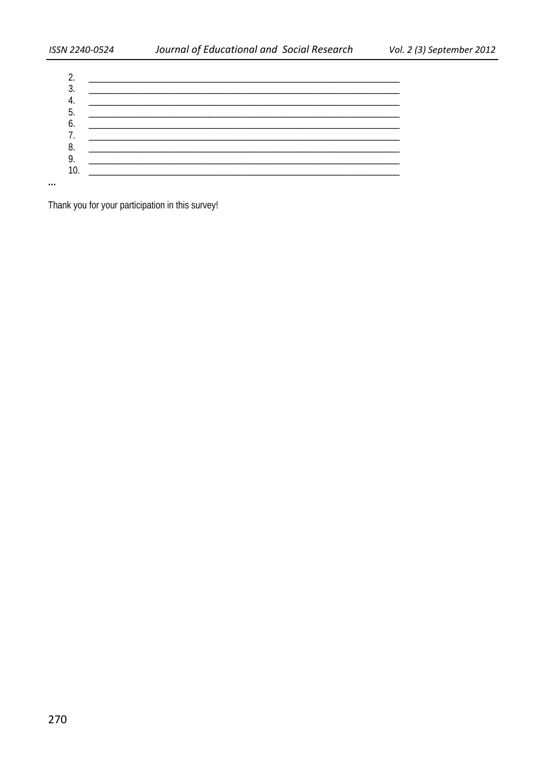2. ________________________________________________________________
3. ________________________________________________________________
4. ________________________________________________________________
5. ________________________________________________________________
6. ________________________________________________________________
7. ________________________________________________________________
8. ________________________________________________________________
9. ________________________________________________________________
10. ________________________________________________________________

...

Thank you for your participation in this survey!